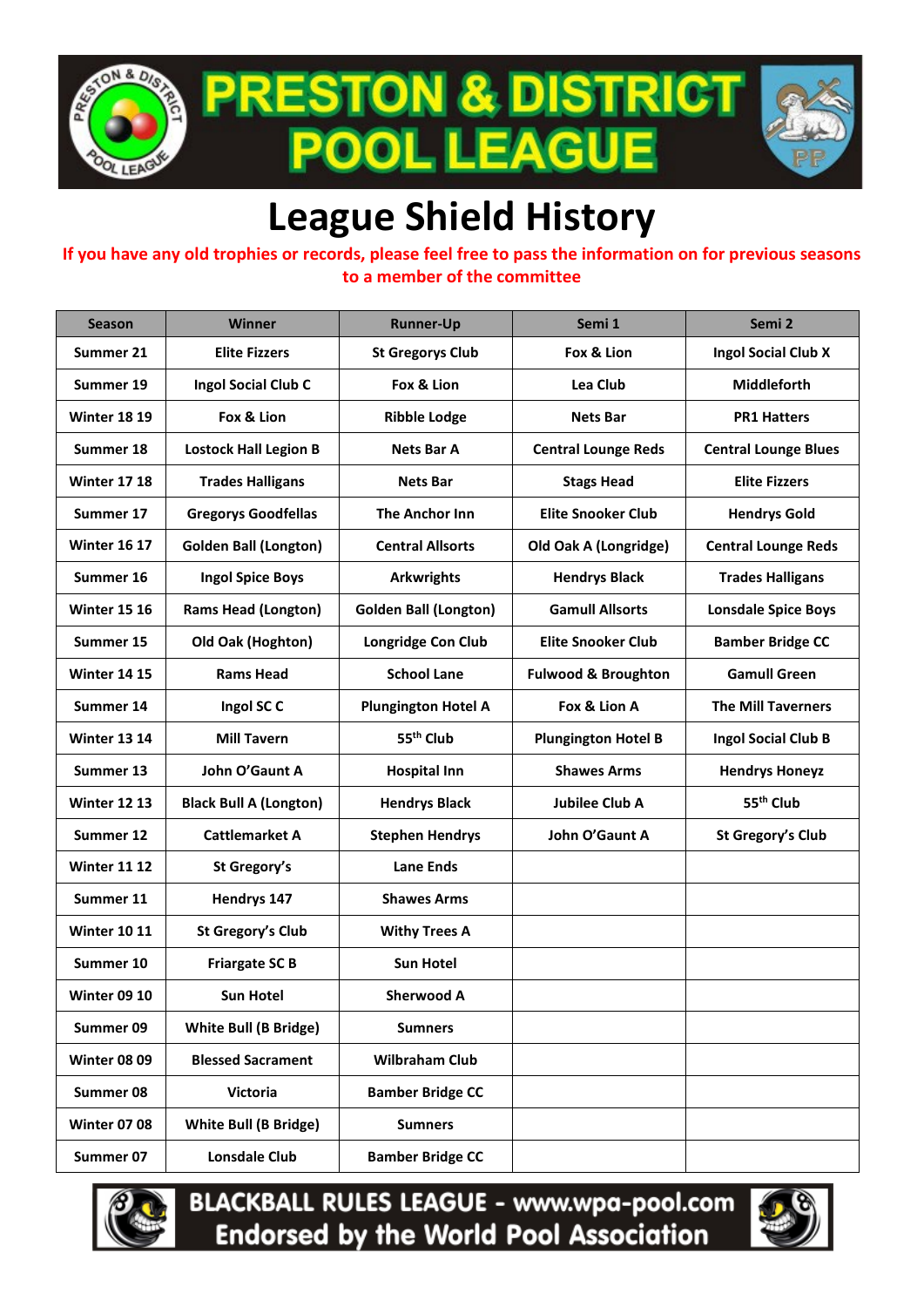# PRESTON & DISTRICT POOL LEAGUE

# League Shield History

**If you have any old trophies or records, please feel free to pass the information on for previous seasons to a member of the committee**

| Season | Winner | Runner-Up | Semi 1 | Semi 2 |
|---|---|---|---|---|
| Summer 21 | Elite Fizzers | St Gregorys Club | Fox & Lion | Ingol Social Club X |
| Summer 19 | Ingol Social Club C | Fox & Lion | Lea Club | Middleforth |
| Winter 18 19 | Fox & Lion | Ribble Lodge | Nets Bar | PR1 Hatters |
| Summer 18 | Lostock Hall Legion B | Nets Bar A | Central Lounge Reds | Central Lounge Blues |
| Winter 17 18 | Trades Halligans | Nets Bar | Stags Head | Elite Fizzers |
| Summer 17 | Gregorys Goodfellas | The Anchor Inn | Elite Snooker Club | Hendrys Gold |
| Winter 16 17 | Golden Ball (Longton) | Central Allsorts | Old Oak A (Longridge) | Central Lounge Reds |
| Summer 16 | Ingol Spice Boys | Arkwrights | Hendrys Black | Trades Halligans |
| Winter 15 16 | Rams Head (Longton) | Golden Ball (Longton) | Gamull Allsorts | Lonsdale Spice Boys |
| Summer 15 | Old Oak (Hoghton) | Longridge Con Club | Elite Snooker Club | Bamber Bridge CC |
| Winter 14 15 | Rams Head | School Lane | Fulwood & Broughton | Gamull Green |
| Summer 14 | Ingol SC C | Plungington Hotel A | Fox & Lion A | The Mill Taverners |
| Winter 13 14 | Mill Tavern | 55th Club | Plungington Hotel B | Ingol Social Club B |
| Summer 13 | John O'Gaunt A | Hospital Inn | Shawes Arms | Hendrys Honeyz |
| Winter 12 13 | Black Bull A (Longton) | Hendrys Black | Jubilee Club A | 55th Club |
| Summer 12 | Cattlemarket A | Stephen Hendrys | John O'Gaunt A | St Gregory's Club |
| Winter 11 12 | St Gregory's | Lane Ends | | |
| Summer 11 | Hendrys 147 | Shawes Arms | | |
| Winter 10 11 | St Gregory's Club | Withy Trees A | | |
| Summer 10 | Friargate SC B | Sun Hotel | | |
| Winter 09 10 | Sun Hotel | Sherwood A | | |
| Summer 09 | White Bull (B Bridge) | Sumners | | |
| Winter 08 09 | Blessed Sacrament | Wilbraham Club | | |
| Summer 08 | Victoria | Bamber Bridge CC | | |
| Winter 07 08 | White Bull (B Bridge) | Sumners | | |
| Summer 07 | Lonsdale Club | Bamber Bridge CC | | |

BLACKBALL RULES LEAGUE - www.wpa-pool.com
Endorsed by the World Pool Association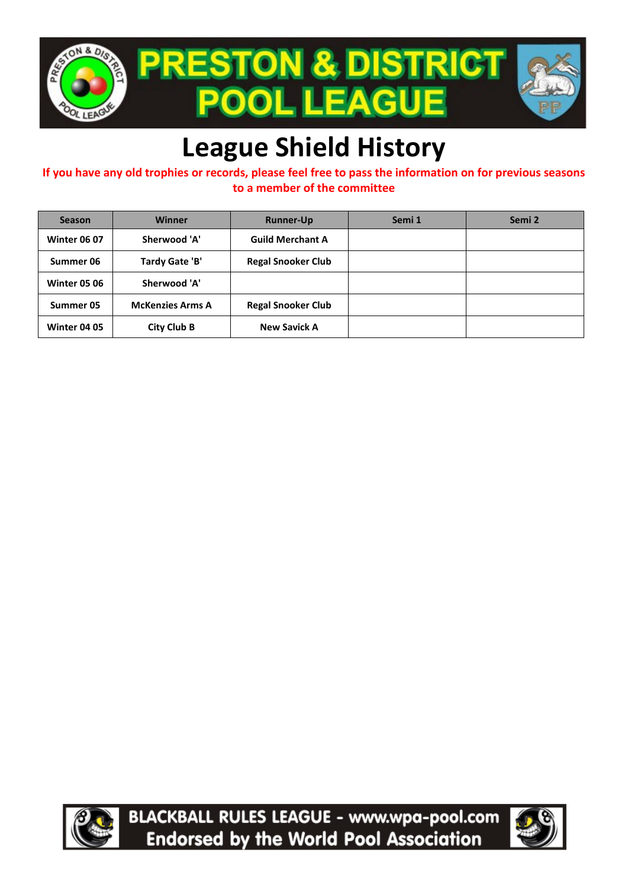# League Shield History

**If you have any old trophies or records, please feel free to pass the information on for previous seasons to a member of the committee**

| Season | Winner | Runner-Up | Semi 1 | Semi 2 |
|---|---|---|---|---|
| Winter 06 07 | Sherwood 'A' | Guild Merchant A | | |
| Summer 06 | Tardy Gate 'B' | Regal Snooker Club | | |
| Winter 05 06 | Sherwood 'A' | | | |
| Summer 05 | McKenzies Arms A | Regal Snooker Club | | |
| Winter 04 05 | City Club B | New Savick A | | |